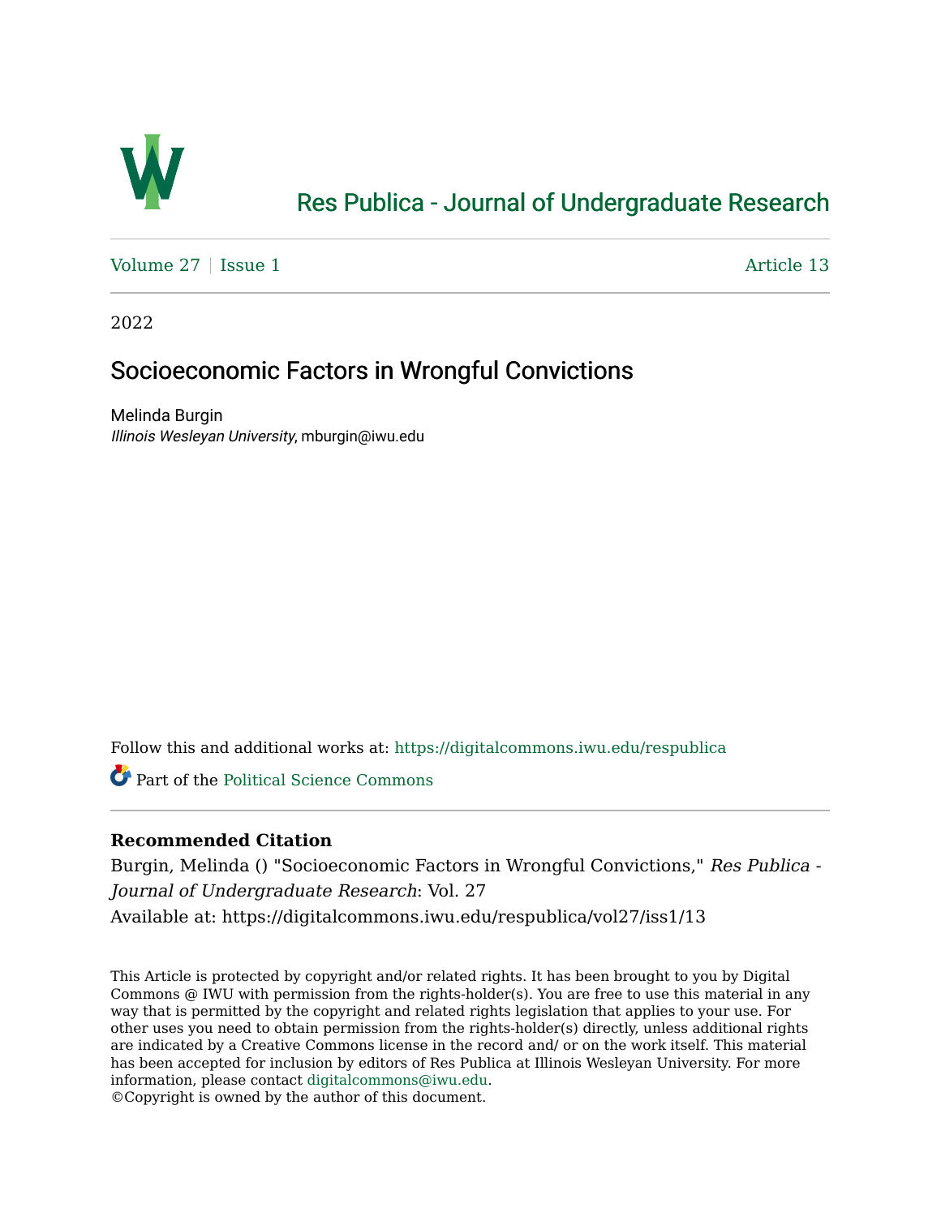# Res Publica - Journal of Undergraduate Research

Volume 27 | Issue 1 Article 13

2022

## Socioeconomic Factors in Wrongful Convictions

Melinda Burgin
*Illinois Wesleyan University*, mburgin@iwu.edu

Follow this and additional works at: https://digitalcommons.iwu.edu/respublica

Part of the Political Science Commons

### Recommended Citation

Burgin, Melinda () "Socioeconomic Factors in Wrongful Convictions," *Res Publica - Journal of Undergraduate Research*: Vol. 27

Available at: https://digitalcommons.iwu.edu/respublica/vol27/iss1/13

This Article is protected by copyright and/or related rights. It has been brought to you by Digital Commons @ IWU with permission from the rights-holder(s). You are free to use this material in any way that is permitted by the copyright and related rights legislation that applies to your use. For other uses you need to obtain permission from the rights-holder(s) directly, unless additional rights are indicated by a Creative Commons license in the record and/ or on the work itself. This material has been accepted for inclusion by editors of Res Publica at Illinois Wesleyan University. For more information, please contact digitalcommons@iwu.edu.
©Copyright is owned by the author of this document.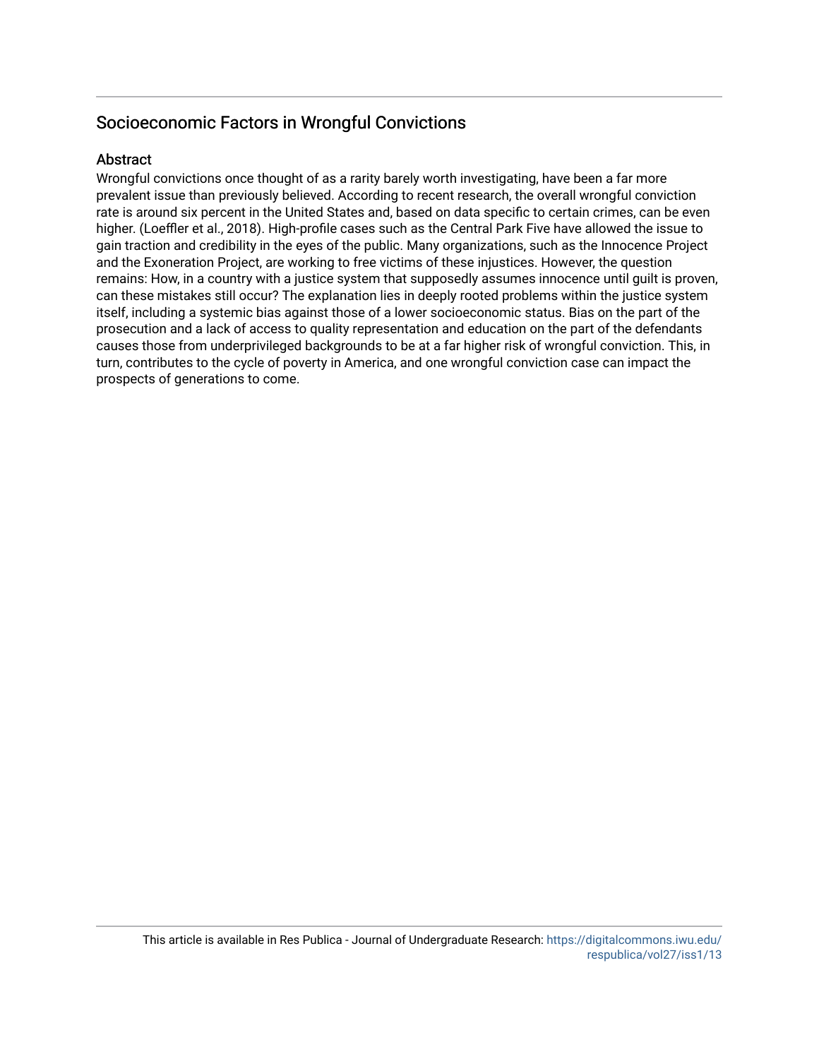## Socioeconomic Factors in Wrongful Convictions

### Abstract

Wrongful convictions once thought of as a rarity barely worth investigating, have been a far more prevalent issue than previously believed. According to recent research, the overall wrongful conviction rate is around six percent in the United States and, based on data specific to certain crimes, can be even higher. (Loeffler et al., 2018). High-profile cases such as the Central Park Five have allowed the issue to gain traction and credibility in the eyes of the public. Many organizations, such as the Innocence Project and the Exoneration Project, are working to free victims of these injustices. However, the question remains: How, in a country with a justice system that supposedly assumes innocence until guilt is proven, can these mistakes still occur? The explanation lies in deeply rooted problems within the justice system itself, including a systemic bias against those of a lower socioeconomic status. Bias on the part of the prosecution and a lack of access to quality representation and education on the part of the defendants causes those from underprivileged backgrounds to be at a far higher risk of wrongful conviction. This, in turn, contributes to the cycle of poverty in America, and one wrongful conviction case can impact the prospects of generations to come.

This article is available in Res Publica - Journal of Undergraduate Research: https://digitalcommons.iwu.edu/respublica/vol27/iss1/13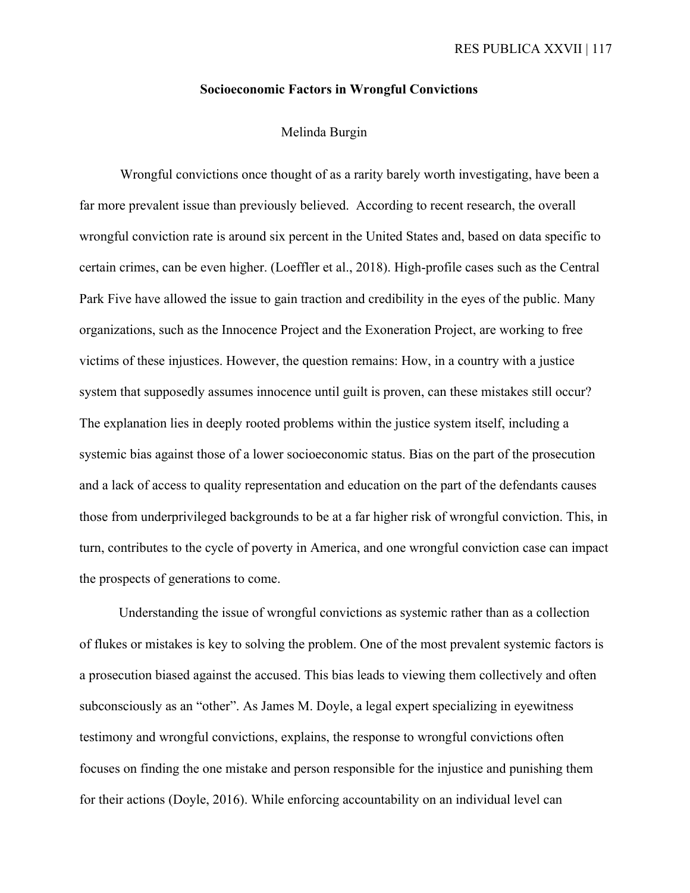## Socioeconomic Factors in Wrongful Convictions

Melinda Burgin

Wrongful convictions once thought of as a rarity barely worth investigating, have been a far more prevalent issue than previously believed. According to recent research, the overall wrongful conviction rate is around six percent in the United States and, based on data specific to certain crimes, can be even higher. (Loeffler et al., 2018). High-profile cases such as the Central Park Five have allowed the issue to gain traction and credibility in the eyes of the public. Many organizations, such as the Innocence Project and the Exoneration Project, are working to free victims of these injustices. However, the question remains: How, in a country with a justice system that supposedly assumes innocence until guilt is proven, can these mistakes still occur? The explanation lies in deeply rooted problems within the justice system itself, including a systemic bias against those of a lower socioeconomic status. Bias on the part of the prosecution and a lack of access to quality representation and education on the part of the defendants causes those from underprivileged backgrounds to be at a far higher risk of wrongful conviction. This, in turn, contributes to the cycle of poverty in America, and one wrongful conviction case can impact the prospects of generations to come.

Understanding the issue of wrongful convictions as systemic rather than as a collection of flukes or mistakes is key to solving the problem. One of the most prevalent systemic factors is a prosecution biased against the accused. This bias leads to viewing them collectively and often subconsciously as an "other". As James M. Doyle, a legal expert specializing in eyewitness testimony and wrongful convictions, explains, the response to wrongful convictions often focuses on finding the one mistake and person responsible for the injustice and punishing them for their actions (Doyle, 2016). While enforcing accountability on an individual level can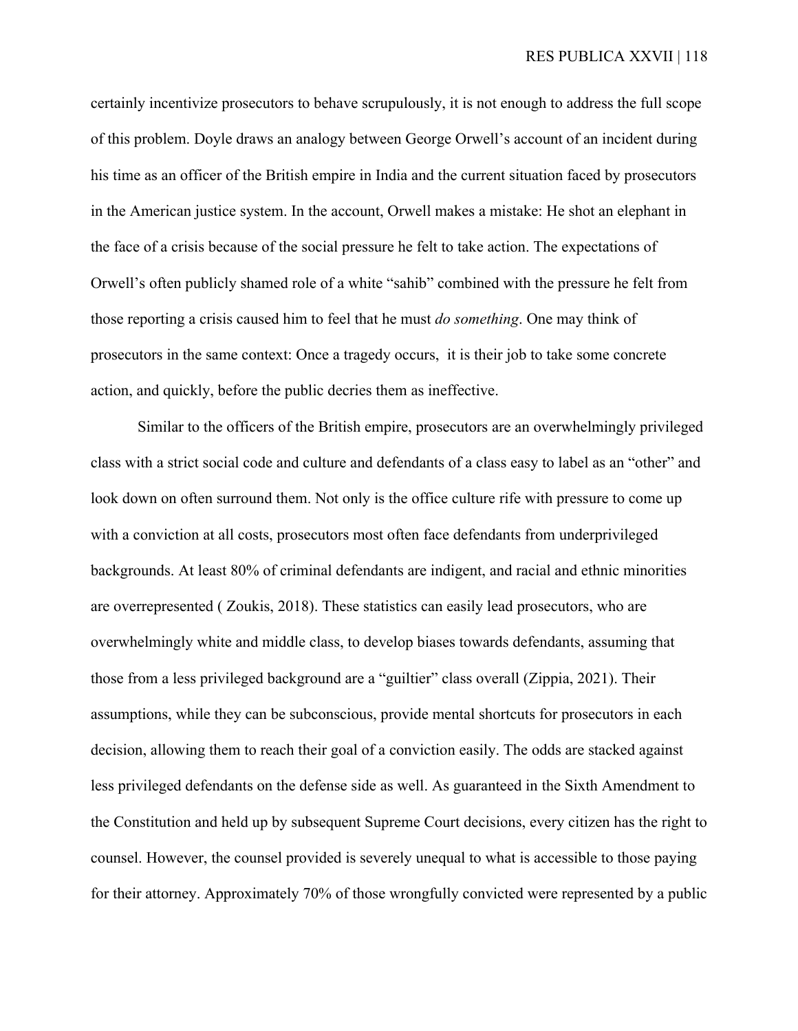certainly incentivize prosecutors to behave scrupulously, it is not enough to address the full scope of this problem. Doyle draws an analogy between George Orwell's account of an incident during his time as an officer of the British empire in India and the current situation faced by prosecutors in the American justice system. In the account, Orwell makes a mistake: He shot an elephant in the face of a crisis because of the social pressure he felt to take action. The expectations of Orwell's often publicly shamed role of a white "sahib" combined with the pressure he felt from those reporting a crisis caused him to feel that he must *do something*. One may think of prosecutors in the same context: Once a tragedy occurs, it is their job to take some concrete action, and quickly, before the public decries them as ineffective.

Similar to the officers of the British empire, prosecutors are an overwhelmingly privileged class with a strict social code and culture and defendants of a class easy to label as an "other" and look down on often surround them. Not only is the office culture rife with pressure to come up with a conviction at all costs, prosecutors most often face defendants from underprivileged backgrounds. At least 80% of criminal defendants are indigent, and racial and ethnic minorities are overrepresented ( Zoukis, 2018). These statistics can easily lead prosecutors, who are overwhelmingly white and middle class, to develop biases towards defendants, assuming that those from a less privileged background are a "guiltier" class overall (Zippia, 2021). Their assumptions, while they can be subconscious, provide mental shortcuts for prosecutors in each decision, allowing them to reach their goal of a conviction easily. The odds are stacked against less privileged defendants on the defense side as well. As guaranteed in the Sixth Amendment to the Constitution and held up by subsequent Supreme Court decisions, every citizen has the right to counsel. However, the counsel provided is severely unequal to what is accessible to those paying for their attorney. Approximately 70% of those wrongfully convicted were represented by a public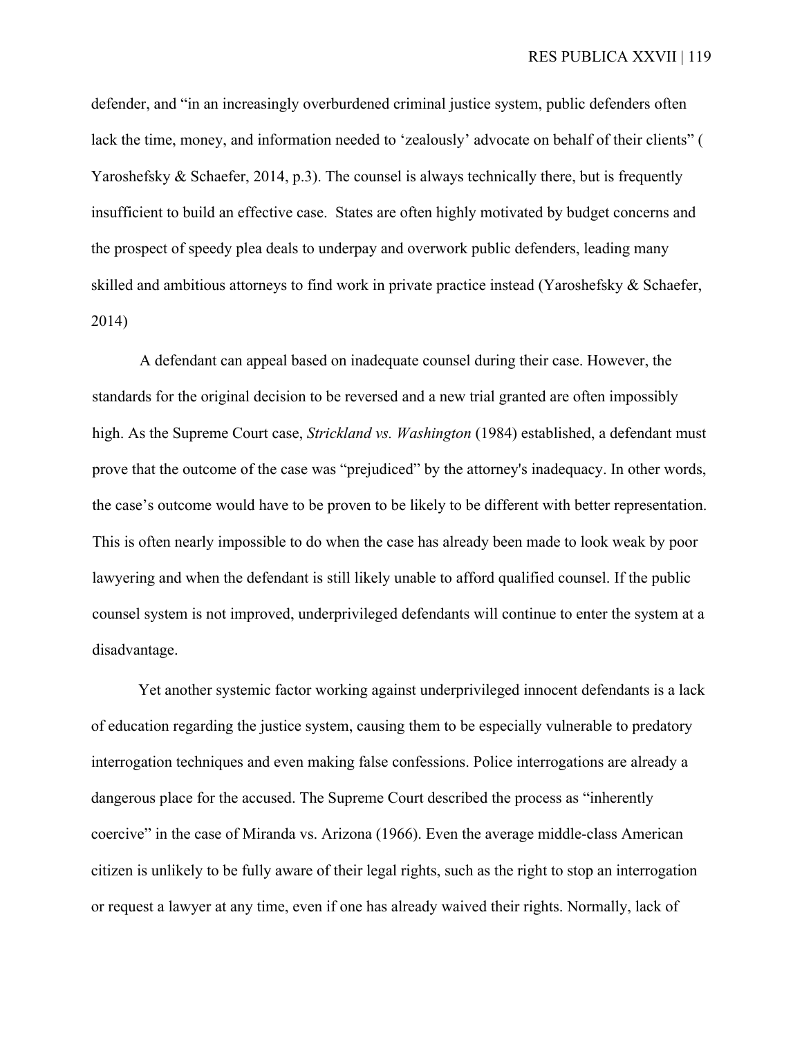defender, and “in an increasingly overburdened criminal justice system, public defenders often lack the time, money, and information needed to ‘zealously’ advocate on behalf of their clients” ( Yaroshefsky & Schaefer, 2014, p.3). The counsel is always technically there, but is frequently insufficient to build an effective case. States are often highly motivated by budget concerns and the prospect of speedy plea deals to underpay and overwork public defenders, leading many skilled and ambitious attorneys to find work in private practice instead (Yaroshefsky & Schaefer, 2014)

A defendant can appeal based on inadequate counsel during their case. However, the standards for the original decision to be reversed and a new trial granted are often impossibly high. As the Supreme Court case, *Strickland vs. Washington* (1984) established, a defendant must prove that the outcome of the case was “prejudiced” by the attorney's inadequacy. In other words, the case’s outcome would have to be proven to be likely to be different with better representation. This is often nearly impossible to do when the case has already been made to look weak by poor lawyering and when the defendant is still likely unable to afford qualified counsel. If the public counsel system is not improved, underprivileged defendants will continue to enter the system at a disadvantage.

Yet another systemic factor working against underprivileged innocent defendants is a lack of education regarding the justice system, causing them to be especially vulnerable to predatory interrogation techniques and even making false confessions. Police interrogations are already a dangerous place for the accused. The Supreme Court described the process as “inherently coercive” in the case of Miranda vs. Arizona (1966). Even the average middle-class American citizen is unlikely to be fully aware of their legal rights, such as the right to stop an interrogation or request a lawyer at any time, even if one has already waived their rights. Normally, lack of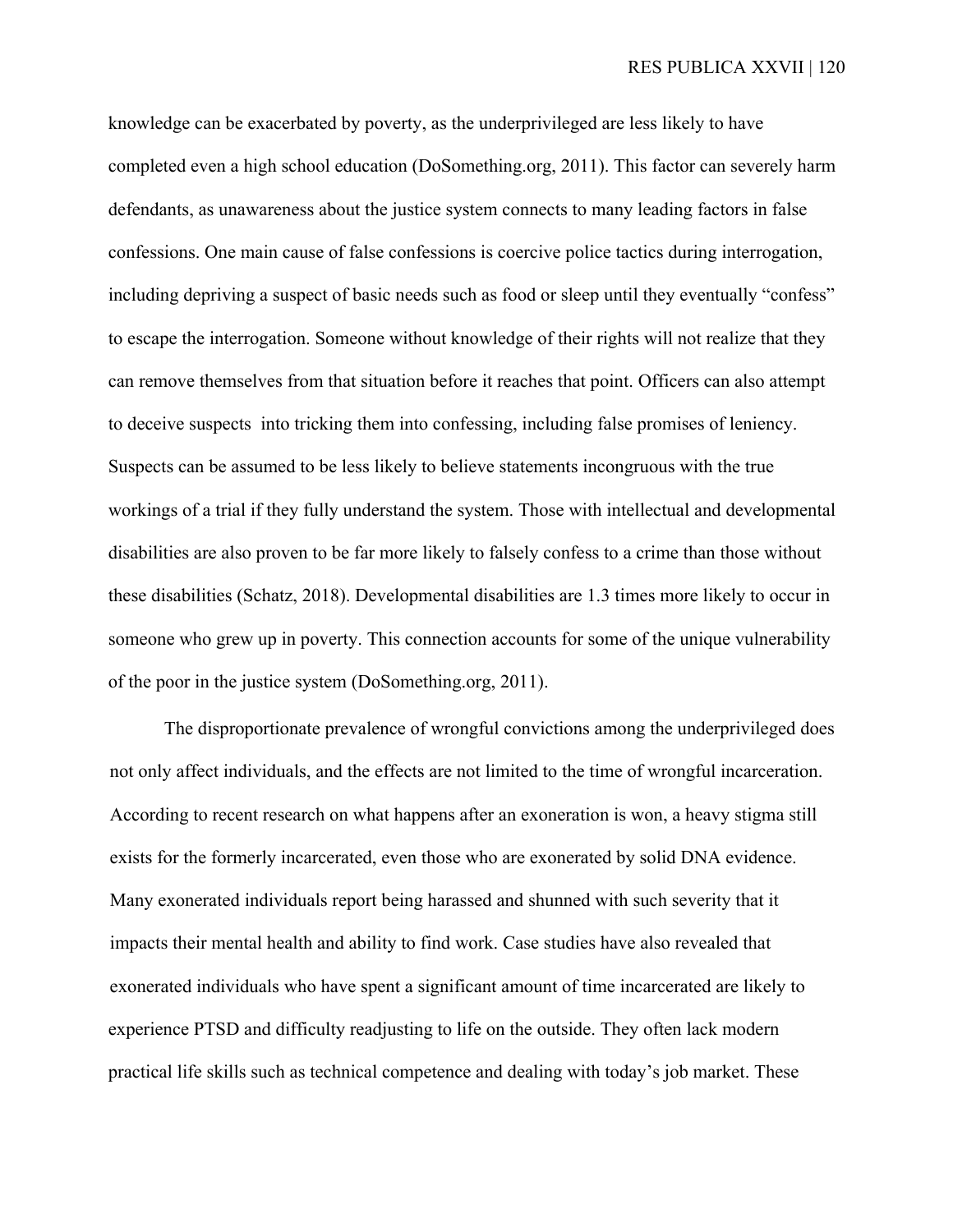knowledge can be exacerbated by poverty, as the underprivileged are less likely to have completed even a high school education (DoSomething.org, 2011). This factor can severely harm defendants, as unawareness about the justice system connects to many leading factors in false confessions. One main cause of false confessions is coercive police tactics during interrogation, including depriving a suspect of basic needs such as food or sleep until they eventually "confess" to escape the interrogation. Someone without knowledge of their rights will not realize that they can remove themselves from that situation before it reaches that point. Officers can also attempt to deceive suspects  into tricking them into confessing, including false promises of leniency. Suspects can be assumed to be less likely to believe statements incongruous with the true workings of a trial if they fully understand the system. Those with intellectual and developmental disabilities are also proven to be far more likely to falsely confess to a crime than those without these disabilities (Schatz, 2018). Developmental disabilities are 1.3 times more likely to occur in someone who grew up in poverty. This connection accounts for some of the unique vulnerability of the poor in the justice system (DoSomething.org, 2011).

The disproportionate prevalence of wrongful convictions among the underprivileged does not only affect individuals, and the effects are not limited to the time of wrongful incarceration. According to recent research on what happens after an exoneration is won, a heavy stigma still exists for the formerly incarcerated, even those who are exonerated by solid DNA evidence. Many exonerated individuals report being harassed and shunned with such severity that it impacts their mental health and ability to find work. Case studies have also revealed that exonerated individuals who have spent a significant amount of time incarcerated are likely to experience PTSD and difficulty readjusting to life on the outside. They often lack modern practical life skills such as technical competence and dealing with today's job market. These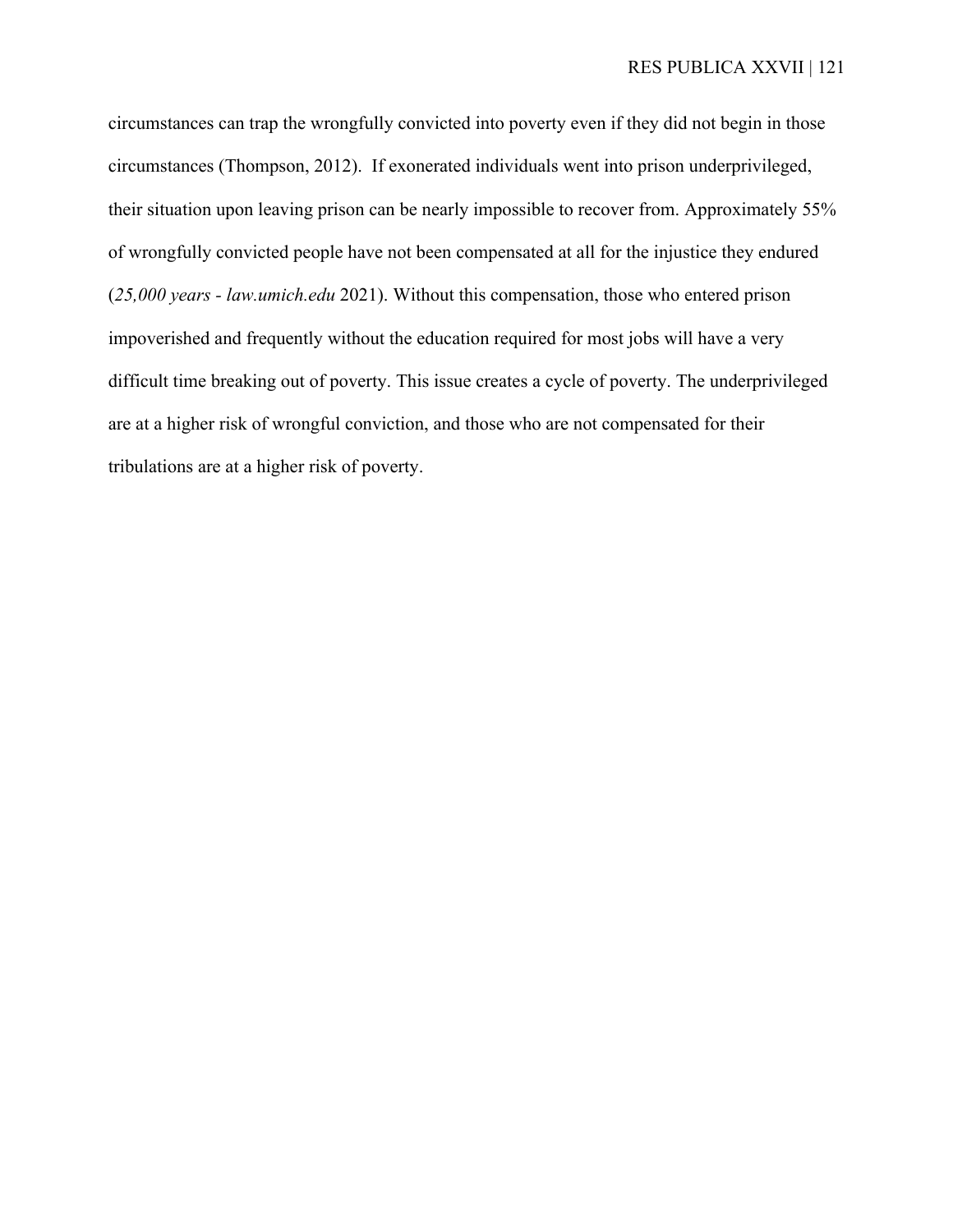circumstances can trap the wrongfully convicted into poverty even if they did not begin in those circumstances (Thompson, 2012). If exonerated individuals went into prison underprivileged, their situation upon leaving prison can be nearly impossible to recover from. Approximately 55% of wrongfully convicted people have not been compensated at all for the injustice they endured (*25,000 years - law.umich.edu* 2021). Without this compensation, those who entered prison impoverished and frequently without the education required for most jobs will have a very difficult time breaking out of poverty. This issue creates a cycle of poverty. The underprivileged are at a higher risk of wrongful conviction, and those who are not compensated for their tribulations are at a higher risk of poverty.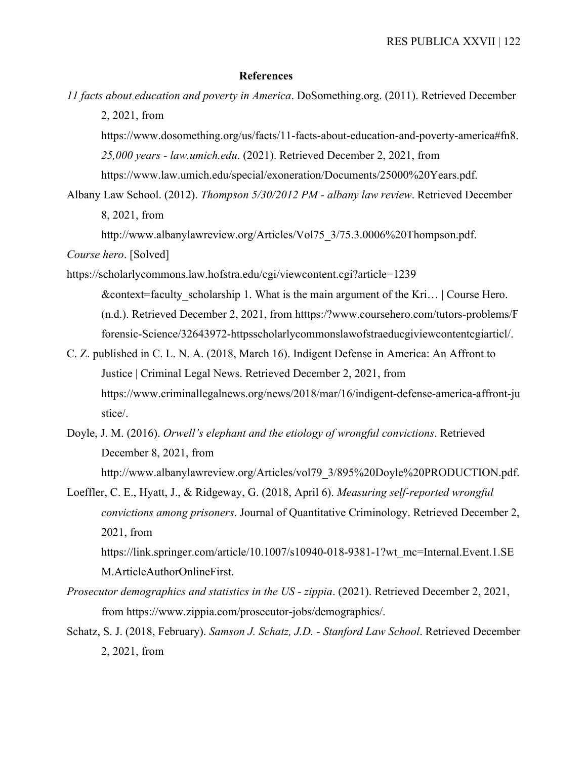**References**

*11 facts about education and poverty in America*. DoSomething.org. (2011). Retrieved December 2, 2021, from https://www.dosomething.org/us/facts/11-facts-about-education-and-poverty-america#fn8.

*25,000 years - law.umich.edu*. (2021). Retrieved December 2, 2021, from https://www.law.umich.edu/special/exoneration/Documents/25000%20Years.pdf.

Albany Law School. (2012). *Thompson 5/30/2012 PM - albany law review*. Retrieved December 8, 2021, from http://www.albanylawreview.org/Articles/Vol75_3/75.3.0006%20Thompson.pdf.

*Course hero*. [Solved] https://scholarlycommons.law.hofstra.edu/cgi/viewcontent.cgi?article=1239 &context=faculty_scholarship 1. What is the main argument of the Kri… | Course Hero. (n.d.). Retrieved December 2, 2021, from htttps:/?www.coursehero.com/tutors-problems/F forensic-Science/32643972-httpsscholarlycommonslawofstraeducgiviewcontentcgiarticl/.

C. Z. published in C. L. N. A. (2018, March 16). Indigent Defense in America: An Affront to Justice | Criminal Legal News. Retrieved December 2, 2021, from https://www.criminallegalnews.org/news/2018/mar/16/indigent-defense-america-affront-justice/.

Doyle, J. M. (2016). *Orwell's elephant and the etiology of wrongful convictions*. Retrieved December 8, 2021, from http://www.albanylawreview.org/Articles/vol79_3/895%20Doyle%20PRODUCTION.pdf.

Loeffler, C. E., Hyatt, J., & Ridgeway, G. (2018, April 6). *Measuring self-reported wrongful convictions among prisoners*. Journal of Quantitative Criminology. Retrieved December 2, 2021, from https://link.springer.com/article/10.1007/s10940-018-9381-1?wt_mc=Internal.Event.1.SEM.ArticleAuthorOnlineFirst.

*Prosecutor demographics and statistics in the US - zippia*. (2021). Retrieved December 2, 2021, from https://www.zippia.com/prosecutor-jobs/demographics/.

Schatz, S. J. (2018, February). *Samson J. Schatz, J.D. - Stanford Law School*. Retrieved December 2, 2021, from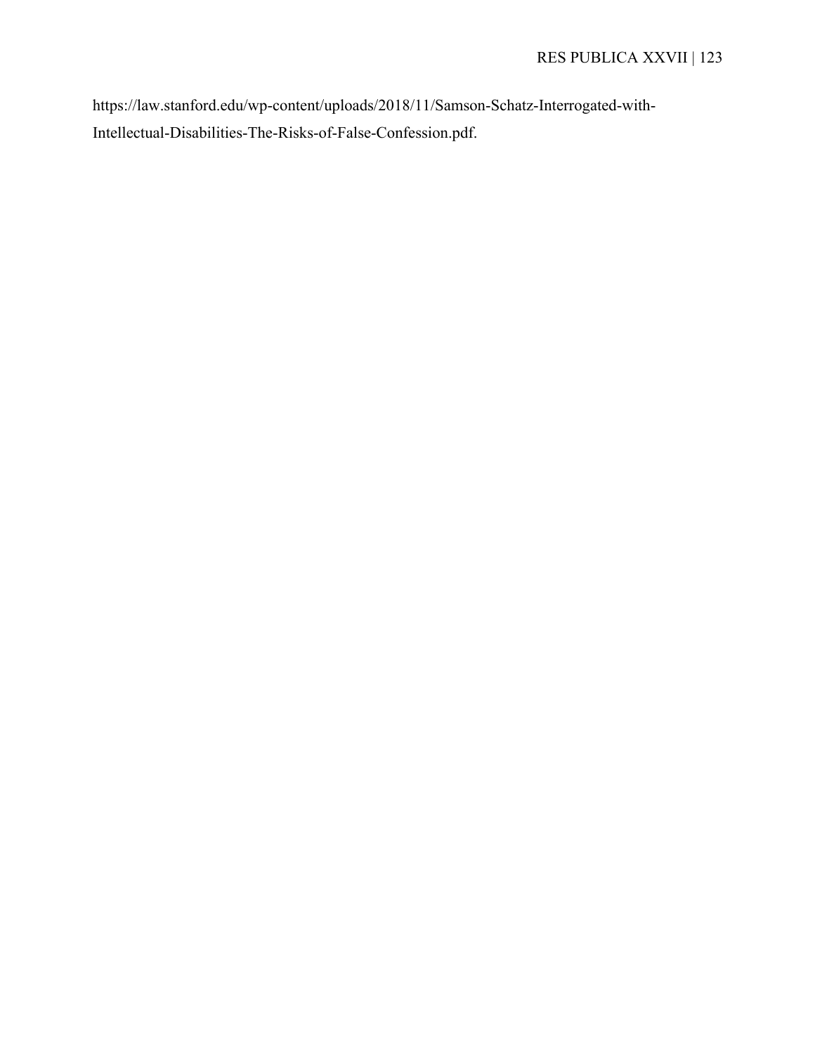https://law.stanford.edu/wp-content/uploads/2018/11/Samson-Schatz-Interrogated-with-Intellectual-Disabilities-The-Risks-of-False-Confession.pdf.